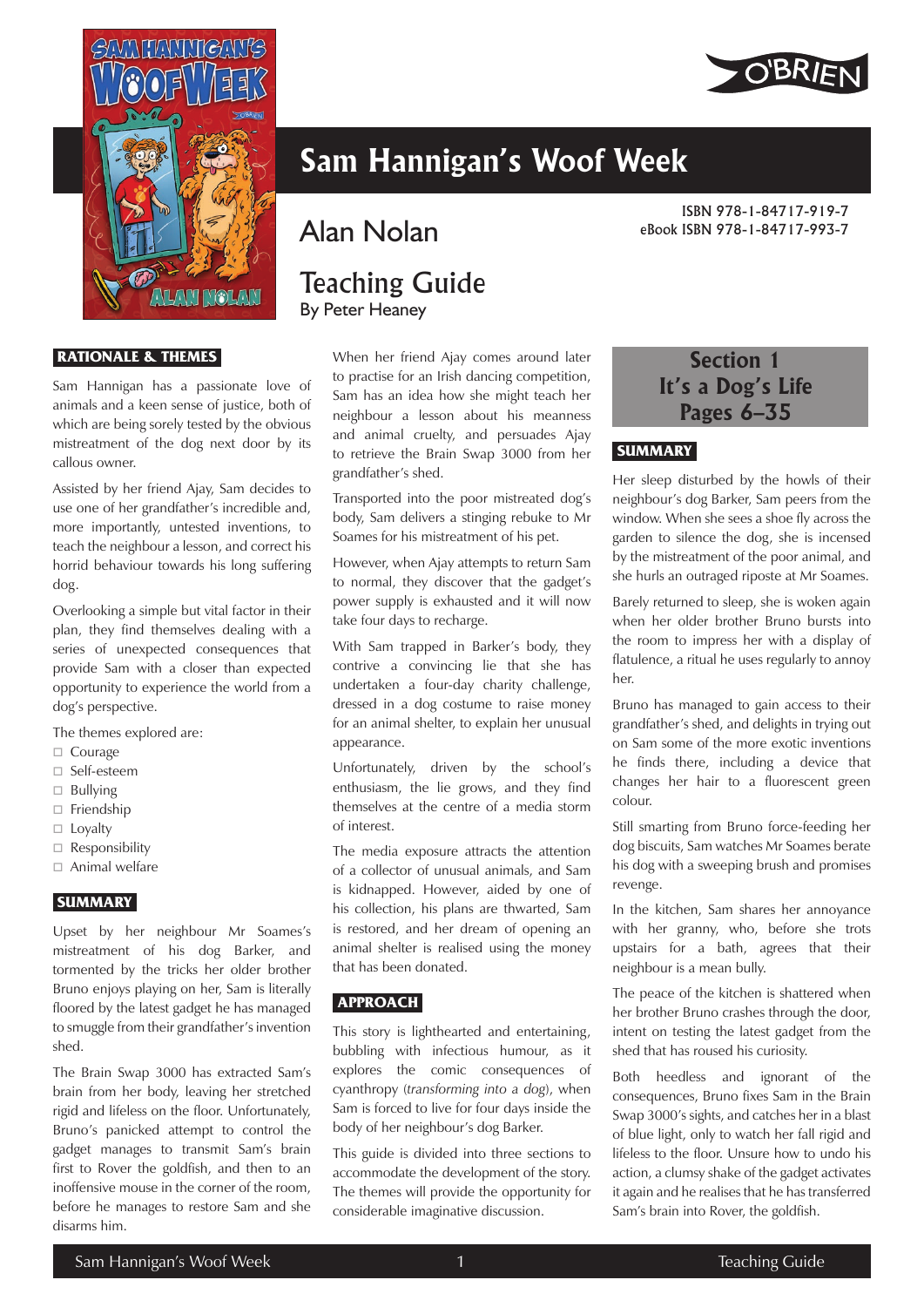# Sam Hannigan's Woof Week

## Alan Nolan

ISBN 978-1-84717-919-7
eBook ISBN 978-1-84717-993-7

## Teaching Guide

By Peter Heaney

### RATIONALE & THEMES

Sam Hannigan has a passionate love of animals and a keen sense of justice, both of which are being sorely tested by the obvious mistreatment of the dog next door by its callous owner.

Assisted by her friend Ajay, Sam decides to use one of her grandfather's incredible and, more importantly, untested inventions, to teach the neighbour a lesson, and correct his horrid behaviour towards his long suffering dog.

Overlooking a simple but vital factor in their plan, they find themselves dealing with a series of unexpected consequences that provide Sam with a closer than expected opportunity to experience the world from a dog's perspective.

The themes explored are:

- Courage
- Self-esteem
- Bullying
- Friendship
- Loyalty
- Responsibility
- Animal welfare

### SUMMARY

Upset by her neighbour Mr Soames's mistreatment of his dog Barker, and tormented by the tricks her older brother Bruno enjoys playing on her, Sam is literally floored by the latest gadget he has managed to smuggle from their grandfather's invention shed.

The Brain Swap 3000 has extracted Sam's brain from her body, leaving her stretched rigid and lifeless on the floor. Unfortunately, Bruno's panicked attempt to control the gadget manages to transmit Sam's brain first to Rover the goldfish, and then to an inoffensive mouse in the corner of the room, before he manages to restore Sam and she disarms him.

When her friend Ajay comes around later to practise for an Irish dancing competition, Sam has an idea how she might teach her neighbour a lesson about his meanness and animal cruelty, and persuades Ajay to retrieve the Brain Swap 3000 from her grandfather's shed.

Transported into the poor mistreated dog's body, Sam delivers a stinging rebuke to Mr Soames for his mistreatment of his pet.

However, when Ajay attempts to return Sam to normal, they discover that the gadget's power supply is exhausted and it will now take four days to recharge.

With Sam trapped in Barker's body, they contrive a convincing lie that she has undertaken a four-day charity challenge, dressed in a dog costume to raise money for an animal shelter, to explain her unusual appearance.

Unfortunately, driven by the school's enthusiasm, the lie grows, and they find themselves at the centre of a media storm of interest.

The media exposure attracts the attention of a collector of unusual animals, and Sam is kidnapped. However, aided by one of his collection, his plans are thwarted, Sam is restored, and her dream of opening an animal shelter is realised using the money that has been donated.

### APPROACH

This story is lighthearted and entertaining, bubbling with infectious humour, as it explores the comic consequences of cyanthropy (*transforming into a dog*), when Sam is forced to live for four days inside the body of her neighbour's dog Barker.

This guide is divided into three sections to accommodate the development of the story. The themes will provide the opportunity for considerable imaginative discussion.

## Section 1
## It's a Dog's Life
## Pages 6–35

### SUMMARY

Her sleep disturbed by the howls of their neighbour's dog Barker, Sam peers from the window. When she sees a shoe fly across the garden to silence the dog, she is incensed by the mistreatment of the poor animal, and she hurls an outraged riposte at Mr Soames.

Barely returned to sleep, she is woken again when her older brother Bruno bursts into the room to impress her with a display of flatulence, a ritual he uses regularly to annoy her.

Bruno has managed to gain access to their grandfather's shed, and delights in trying out on Sam some of the more exotic inventions he finds there, including a device that changes her hair to a fluorescent green colour.

Still smarting from Bruno force-feeding her dog biscuits, Sam watches Mr Soames berate his dog with a sweeping brush and promises revenge.

In the kitchen, Sam shares her annoyance with her granny, who, before she trots upstairs for a bath, agrees that their neighbour is a mean bully.

The peace of the kitchen is shattered when her brother Bruno crashes through the door, intent on testing the latest gadget from the shed that has roused his curiosity.

Both heedless and ignorant of the consequences, Bruno fixes Sam in the Brain Swap 3000's sights, and catches her in a blast of blue light, only to watch her fall rigid and lifeless to the floor. Unsure how to undo his action, a clumsy shake of the gadget activates it again and he realises that he has transferred Sam's brain into Rover, the goldfish.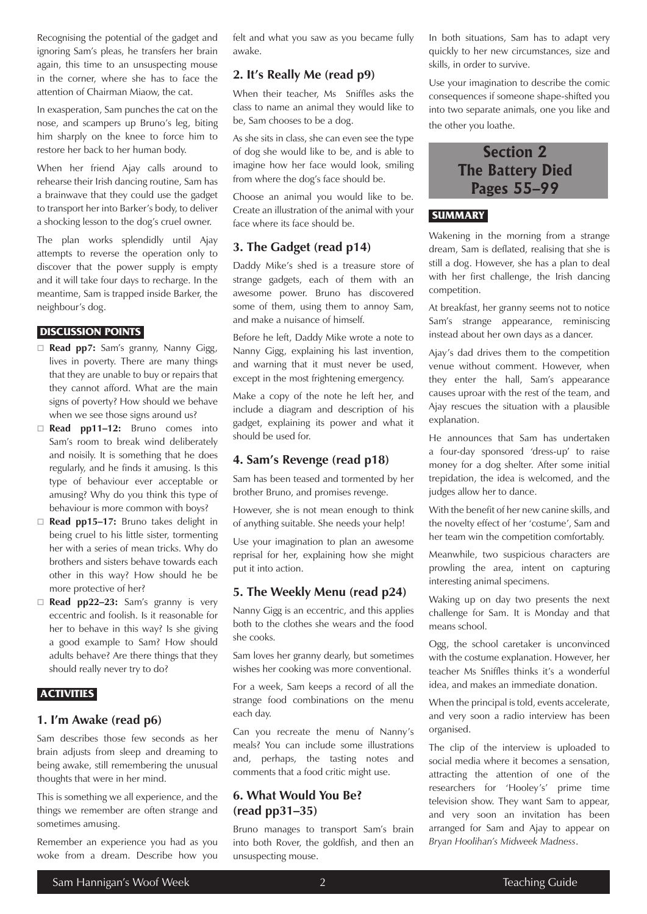Recognising the potential of the gadget and ignoring Sam's pleas, he transfers her brain again, this time to an unsuspecting mouse in the corner, where she has to face the attention of Chairman Miaow, the cat.

In exasperation, Sam punches the cat on the nose, and scampers up Bruno's leg, biting him sharply on the knee to force him to restore her back to her human body.

When her friend Ajay calls around to rehearse their Irish dancing routine, Sam has a brainwave that they could use the gadget to transport her into Barker's body, to deliver a shocking lesson to the dog's cruel owner.

The plan works splendidly until Ajay attempts to reverse the operation only to discover that the power supply is empty and it will take four days to recharge. In the meantime, Sam is trapped inside Barker, the neighbour's dog.

### DISCUSSION POINTS

- **Read pp7:** Sam's granny, Nanny Gigg, lives in poverty. There are many things that they are unable to buy or repairs that they cannot afford. What are the main signs of poverty? How should we behave when we see those signs around us?
- **Read pp11–12:** Bruno comes into Sam's room to break wind deliberately and noisily. It is something that he does regularly, and he finds it amusing. Is this type of behaviour ever acceptable or amusing? Why do you think this type of behaviour is more common with boys?
- **Read pp15–17:** Bruno takes delight in being cruel to his little sister, tormenting her with a series of mean tricks. Why do brothers and sisters behave towards each other in this way? How should he be more protective of her?
- **Read pp22–23:** Sam's granny is very eccentric and foolish. Is it reasonable for her to behave in this way? Is she giving a good example to Sam? How should adults behave? Are there things that they should really never try to do?

### ACTIVITIES

### 1. I'm Awake (read p6)

Sam describes those few seconds as her brain adjusts from sleep and dreaming to being awake, still remembering the unusual thoughts that were in her mind.

This is something we all experience, and the things we remember are often strange and sometimes amusing.

Remember an experience you had as you woke from a dream. Describe how you felt and what you saw as you became fully awake.

### 2. It's Really Me (read p9)

When their teacher, Ms Sniffles asks the class to name an animal they would like to be, Sam chooses to be a dog.

As she sits in class, she can even see the type of dog she would like to be, and is able to imagine how her face would look, smiling from where the dog's face should be.

Choose an animal you would like to be. Create an illustration of the animal with your face where its face should be.

### 3. The Gadget (read p14)

Daddy Mike's shed is a treasure store of strange gadgets, each of them with an awesome power. Bruno has discovered some of them, using them to annoy Sam, and make a nuisance of himself.

Before he left, Daddy Mike wrote a note to Nanny Gigg, explaining his last invention, and warning that it must never be used, except in the most frightening emergency.

Make a copy of the note he left her, and include a diagram and description of his gadget, explaining its power and what it should be used for.

### 4. Sam's Revenge (read p18)

Sam has been teased and tormented by her brother Bruno, and promises revenge.

However, she is not mean enough to think of anything suitable. She needs your help!

Use your imagination to plan an awesome reprisal for her, explaining how she might put it into action.

### 5. The Weekly Menu (read p24)

Nanny Gigg is an eccentric, and this applies both to the clothes she wears and the food she cooks.

Sam loves her granny dearly, but sometimes wishes her cooking was more conventional.

For a week, Sam keeps a record of all the strange food combinations on the menu each day.

Can you recreate the menu of Nanny's meals? You can include some illustrations and, perhaps, the tasting notes and comments that a food critic might use.

### 6. What Would You Be? (read pp31–35)

Bruno manages to transport Sam's brain into both Rover, the goldfish, and then an unsuspecting mouse.

In both situations, Sam has to adapt very quickly to her new circumstances, size and skills, in order to survive.

Use your imagination to describe the comic consequences if someone shape-shifted you into two separate animals, one you like and the other you loathe.

## Section 2 The Battery Died Pages 55–99

### SUMMARY

Wakening in the morning from a strange dream, Sam is deflated, realising that she is still a dog. However, she has a plan to deal with her first challenge, the Irish dancing competition.

At breakfast, her granny seems not to notice Sam's strange appearance, reminiscing instead about her own days as a dancer.

Ajay's dad drives them to the competition venue without comment. However, when they enter the hall, Sam's appearance causes uproar with the rest of the team, and Ajay rescues the situation with a plausible explanation.

He announces that Sam has undertaken a four-day sponsored 'dress-up' to raise money for a dog shelter. After some initial trepidation, the idea is welcomed, and the judges allow her to dance.

With the benefit of her new canine skills, and the novelty effect of her 'costume', Sam and her team win the competition comfortably.

Meanwhile, two suspicious characters are prowling the area, intent on capturing interesting animal specimens.

Waking up on day two presents the next challenge for Sam. It is Monday and that means school.

Ogg, the school caretaker is unconvinced with the costume explanation. However, her teacher Ms Sniffles thinks it's a wonderful idea, and makes an immediate donation.

When the principal is told, events accelerate, and very soon a radio interview has been organised.

The clip of the interview is uploaded to social media where it becomes a sensation, attracting the attention of one of the researchers for 'Hooley's' prime time television show. They want Sam to appear, and very soon an invitation has been arranged for Sam and Ajay to appear on *Bryan Hoolihan's Midweek Madness*.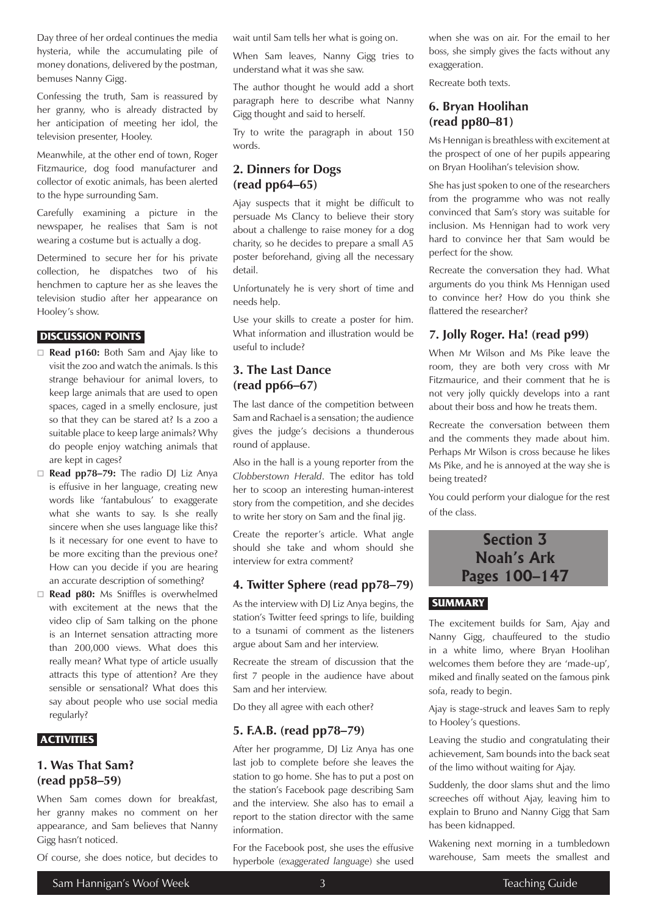Day three of her ordeal continues the media hysteria, while the accumulating pile of money donations, delivered by the postman, bemuses Nanny Gigg.

Confessing the truth, Sam is reassured by her granny, who is already distracted by her anticipation of meeting her idol, the television presenter, Hooley.

Meanwhile, at the other end of town, Roger Fitzmaurice, dog food manufacturer and collector of exotic animals, has been alerted to the hype surrounding Sam.

Carefully examining a picture in the newspaper, he realises that Sam is not wearing a costume but is actually a dog.

Determined to secure her for his private collection, he dispatches two of his henchmen to capture her as she leaves the television studio after her appearance on Hooley's show.

### DISCUSSION POINTS

- **Read p160:** Both Sam and Ajay like to visit the zoo and watch the animals. Is this strange behaviour for animal lovers, to keep large animals that are used to open spaces, caged in a smelly enclosure, just so that they can be stared at? Is a zoo a suitable place to keep large animals? Why do people enjoy watching animals that are kept in cages?
- **Read pp78–79:** The radio DJ Liz Anya is effusive in her language, creating new words like 'fantabulous' to exaggerate what she wants to say. Is she really sincere when she uses language like this? Is it necessary for one event to have to be more exciting than the previous one? How can you decide if you are hearing an accurate description of something?
- **Read p80:** Ms Sniffles is overwhelmed with excitement at the news that the video clip of Sam talking on the phone is an Internet sensation attracting more than 200,000 views. What does this really mean? What type of article usually attracts this type of attention? Are they sensible or sensational? What does this say about people who use social media regularly?

### ACTIVITIES

### 1. Was That Sam? (read pp58–59)

When Sam comes down for breakfast, her granny makes no comment on her appearance, and Sam believes that Nanny Gigg hasn't noticed.

Of course, she does notice, but decides to wait until Sam tells her what is going on.

When Sam leaves, Nanny Gigg tries to understand what it was she saw.

The author thought he would add a short paragraph here to describe what Nanny Gigg thought and said to herself.

Try to write the paragraph in about 150 words.

### 2. Dinners for Dogs (read pp64–65)

Ajay suspects that it might be difficult to persuade Ms Clancy to believe their story about a challenge to raise money for a dog charity, so he decides to prepare a small A5 poster beforehand, giving all the necessary detail.

Unfortunately he is very short of time and needs help.

Use your skills to create a poster for him. What information and illustration would be useful to include?

### 3. The Last Dance (read pp66–67)

The last dance of the competition between Sam and Rachael is a sensation; the audience gives the judge's decisions a thunderous round of applause.

Also in the hall is a young reporter from the *Clobberstown Herald*. The editor has told her to scoop an interesting human-interest story from the competition, and she decides to write her story on Sam and the final jig.

Create the reporter's article. What angle should she take and whom should she interview for extra comment?

### 4. Twitter Sphere (read pp78–79)

As the interview with DJ Liz Anya begins, the station's Twitter feed springs to life, building to a tsunami of comment as the listeners argue about Sam and her interview.

Recreate the stream of discussion that the first 7 people in the audience have about Sam and her interview.

Do they all agree with each other?

### 5. F.A.B. (read pp78–79)

After her programme, DJ Liz Anya has one last job to complete before she leaves the station to go home. She has to put a post on the station's Facebook page describing Sam and the interview. She also has to email a report to the station director with the same information.

For the Facebook post, she uses the effusive hyperbole (*exaggerated language*) she used when she was on air. For the email to her boss, she simply gives the facts without any exaggeration.

Recreate both texts.

### 6. Bryan Hoolihan (read pp80–81)

Ms Hennigan is breathless with excitement at the prospect of one of her pupils appearing on Bryan Hoolihan's television show.

She has just spoken to one of the researchers from the programme who was not really convinced that Sam's story was suitable for inclusion. Ms Hennigan had to work very hard to convince her that Sam would be perfect for the show.

Recreate the conversation they had. What arguments do you think Ms Hennigan used to convince her? How do you think she flattered the researcher?

### 7. Jolly Roger. Ha! (read p99)

When Mr Wilson and Ms Pike leave the room, they are both very cross with Mr Fitzmaurice, and their comment that he is not very jolly quickly develops into a rant about their boss and how he treats them.

Recreate the conversation between them and the comments they made about him. Perhaps Mr Wilson is cross because he likes Ms Pike, and he is annoyed at the way she is being treated?

You could perform your dialogue for the rest of the class.

## Section 3
## Noah's Ark
## Pages 100–147

### SUMMARY

The excitement builds for Sam, Ajay and Nanny Gigg, chauffeured to the studio in a white limo, where Bryan Hoolihan welcomes them before they are 'made-up', miked and finally seated on the famous pink sofa, ready to begin.

Ajay is stage-struck and leaves Sam to reply to Hooley's questions.

Leaving the studio and congratulating their achievement, Sam bounds into the back seat of the limo without waiting for Ajay.

Suddenly, the door slams shut and the limo screeches off without Ajay, leaving him to explain to Bruno and Nanny Gigg that Sam has been kidnapped.

Wakening next morning in a tumbledown warehouse, Sam meets the smallest and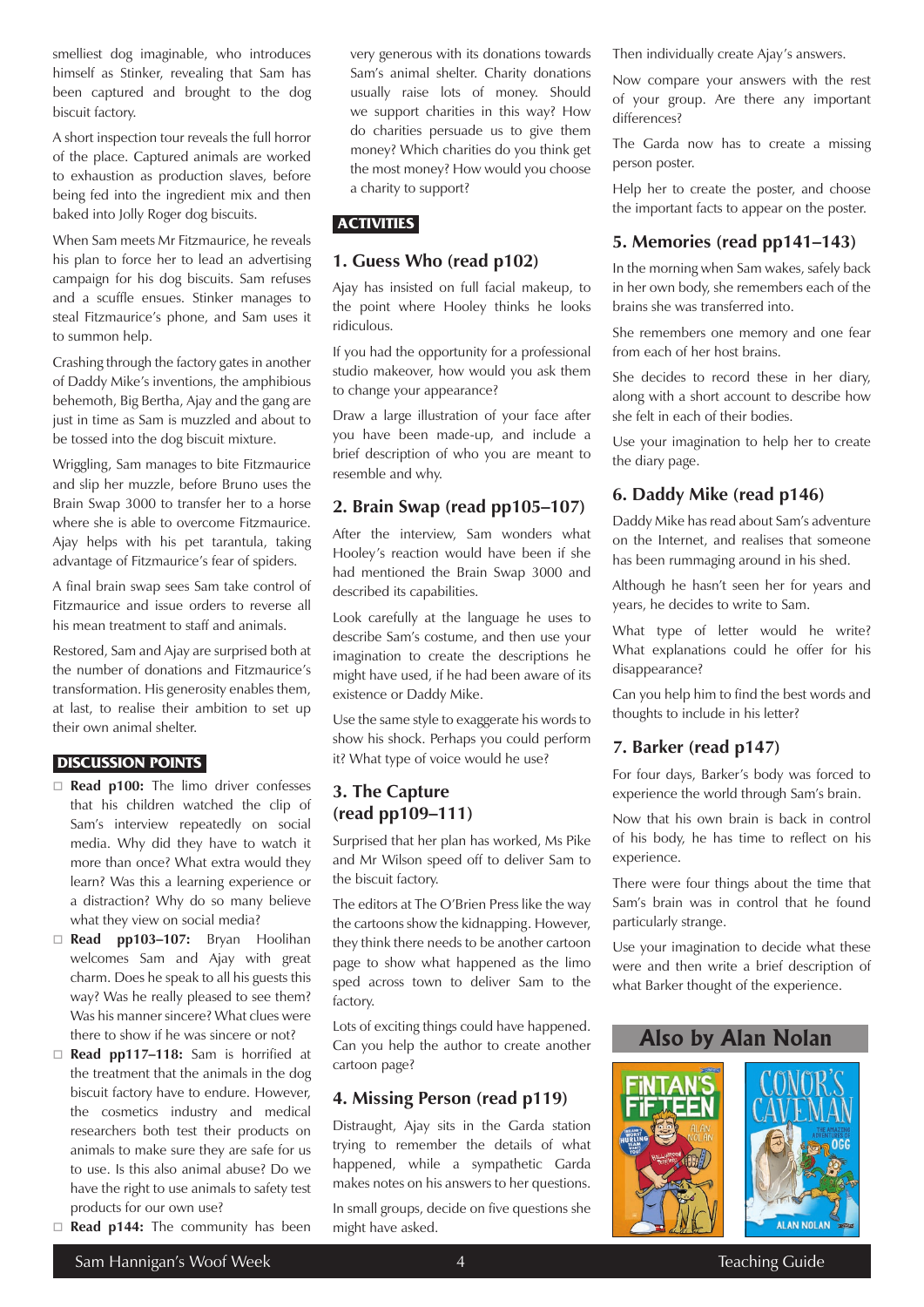smelliest dog imaginable, who introduces himself as Stinker, revealing that Sam has been captured and brought to the dog biscuit factory.

A short inspection tour reveals the full horror of the place. Captured animals are worked to exhaustion as production slaves, before being fed into the ingredient mix and then baked into Jolly Roger dog biscuits.

When Sam meets Mr Fitzmaurice, he reveals his plan to force her to lead an advertising campaign for his dog biscuits. Sam refuses and a scuffle ensues. Stinker manages to steal Fitzmaurice's phone, and Sam uses it to summon help.

Crashing through the factory gates in another of Daddy Mike's inventions, the amphibious behemoth, Big Bertha, Ajay and the gang are just in time as Sam is muzzled and about to be tossed into the dog biscuit mixture.

Wriggling, Sam manages to bite Fitzmaurice and slip her muzzle, before Bruno uses the Brain Swap 3000 to transfer her to a horse where she is able to overcome Fitzmaurice. Ajay helps with his pet tarantula, taking advantage of Fitzmaurice's fear of spiders.

A final brain swap sees Sam take control of Fitzmaurice and issue orders to reverse all his mean treatment to staff and animals.

Restored, Sam and Ajay are surprised both at the number of donations and Fitzmaurice's transformation. His generosity enables them, at last, to realise their ambition to set up their own animal shelter.

## DISCUSSION POINTS

- **Read p100:** The limo driver confesses that his children watched the clip of Sam's interview repeatedly on social media. Why did they have to watch it more than once? What extra would they learn? Was this a learning experience or a distraction? Why do so many believe what they view on social media?
- **Read pp103–107:** Bryan Hoolihan welcomes Sam and Ajay with great charm. Does he speak to all his guests this way? Was he really pleased to see them? Was his manner sincere? What clues were there to show if he was sincere or not?
- **Read pp117–118:** Sam is horrified at the treatment that the animals in the dog biscuit factory have to endure. However, the cosmetics industry and medical researchers both test their products on animals to make sure they are safe for us to use. Is this also animal abuse? Do we have the right to use animals to safety test products for our own use?
- **Read p144:** The community has been very generous with its donations towards Sam's animal shelter. Charity donations usually raise lots of money. Should we support charities in this way? How do charities persuade us to give them money? Which charities do you think get the most money? How would you choose a charity to support?

## ACTIVITIES

### 1. Guess Who (read p102)

Ajay has insisted on full facial makeup, to the point where Hooley thinks he looks ridiculous.

If you had the opportunity for a professional studio makeover, how would you ask them to change your appearance?

Draw a large illustration of your face after you have been made-up, and include a brief description of who you are meant to resemble and why.

### 2. Brain Swap (read pp105–107)

After the interview, Sam wonders what Hooley's reaction would have been if she had mentioned the Brain Swap 3000 and described its capabilities.

Look carefully at the language he uses to describe Sam's costume, and then use your imagination to create the descriptions he might have used, if he had been aware of its existence or Daddy Mike.

Use the same style to exaggerate his words to show his shock. Perhaps you could perform it? What type of voice would he use?

### 3. The Capture (read pp109–111)

Surprised that her plan has worked, Ms Pike and Mr Wilson speed off to deliver Sam to the biscuit factory.

The editors at The O'Brien Press like the way the cartoons show the kidnapping. However, they think there needs to be another cartoon page to show what happened as the limo sped across town to deliver Sam to the factory.

Lots of exciting things could have happened. Can you help the author to create another cartoon page?

### 4. Missing Person (read p119)

Distraught, Ajay sits in the Garda station trying to remember the details of what happened, while a sympathetic Garda makes notes on his answers to her questions.

In small groups, decide on five questions she might have asked.

Then individually create Ajay's answers.

Now compare your answers with the rest of your group. Are there any important differences?

The Garda now has to create a missing person poster.

Help her to create the poster, and choose the important facts to appear on the poster.

### 5. Memories (read pp141–143)

In the morning when Sam wakes, safely back in her own body, she remembers each of the brains she was transferred into.

She remembers one memory and one fear from each of her host brains.

She decides to record these in her diary, along with a short account to describe how she felt in each of their bodies.

Use your imagination to help her to create the diary page.

### 6. Daddy Mike (read p146)

Daddy Mike has read about Sam's adventure on the Internet, and realises that someone has been rummaging around in his shed.

Although he hasn't seen her for years and years, he decides to write to Sam.

What type of letter would he write? What explanations could he offer for his disappearance?

Can you help him to find the best words and thoughts to include in his letter?

### 7. Barker (read p147)

For four days, Barker's body was forced to experience the world through Sam's brain.

Now that his own brain is back in control of his body, he has time to reflect on his experience.

There were four things about the time that Sam's brain was in control that he found particularly strange.

Use your imagination to decide what these were and then write a brief description of what Barker thought of the experience.

## Also by Alan Nolan

Fintan's Fifteen

Conor's Caveman